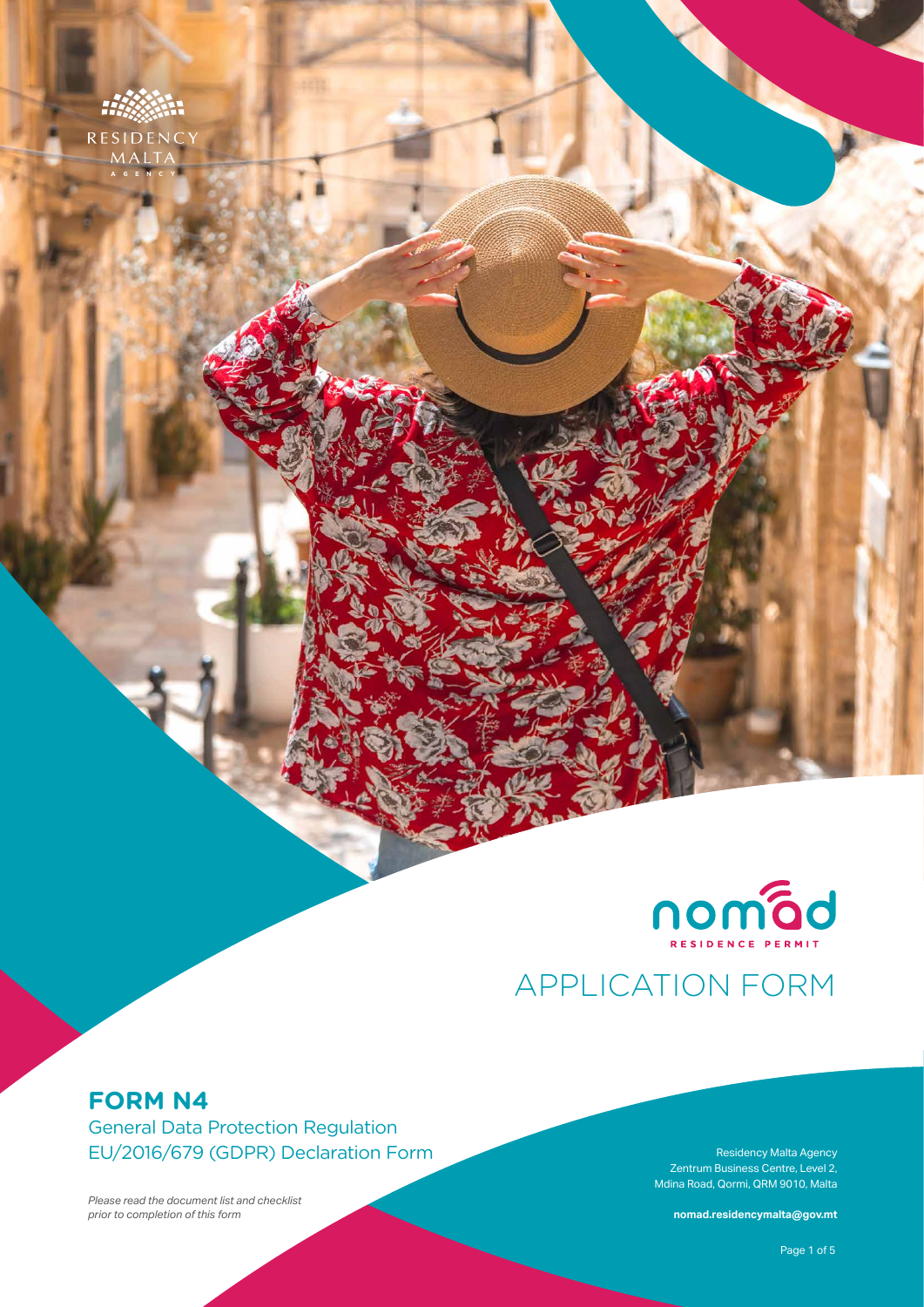RESIDENCY MALTA AGENCY

nomad
RESIDENCE PERMIT

# APPLICATION FORM

## FORM N4

General Data Protection Regulation EU/2016/679 (GDPR) Declaration Form

*Please read the document list and checklist prior to completion of this form*

Residency Malta Agency
Zentrum Business Centre, Level 2,
Mdina Road, Qormi, QRM 9010, Malta

**nomad.residencymalta@gov.mt**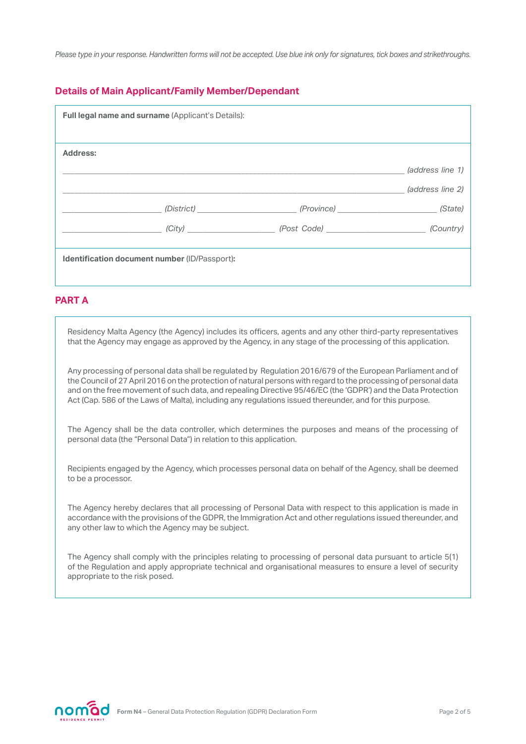*Please type in your response. Handwritten forms will not be accepted. Use blue ink only for signatures, tick boxes and strikethroughs.*

## Details of Main Applicant/Family Member/Dependant

**Full legal name and surname** (Applicant's Details):

**Address:**

______________________________________________ *(address line 1)*

______________________________________________ *(address line 2)*

_______________ *(District)* _______________ *(Province)* _______________ *(State)*

_______________ *(City)* _______________ *(Post Code)* _______________ *(Country)*

**Identification document number** (ID/Passport)**:**

## PART A

Residency Malta Agency (the Agency) includes its officers, agents and any other third-party representatives that the Agency may engage as approved by the Agency, in any stage of the processing of this application.

Any processing of personal data shall be regulated by Regulation 2016/679 of the European Parliament and of the Council of 27 April 2016 on the protection of natural persons with regard to the processing of personal data and on the free movement of such data, and repealing Directive 95/46/EC (the 'GDPR') and the Data Protection Act (Cap. 586 of the Laws of Malta), including any regulations issued thereunder, and for this purpose.

The Agency shall be the data controller, which determines the purposes and means of the processing of personal data (the "Personal Data") in relation to this application.

Recipients engaged by the Agency, which processes personal data on behalf of the Agency, shall be deemed to be a processor.

The Agency hereby declares that all processing of Personal Data with respect to this application is made in accordance with the provisions of the GDPR, the Immigration Act and other regulations issued thereunder, and any other law to which the Agency may be subject.

The Agency shall comply with the principles relating to processing of personal data pursuant to article 5(1) of the Regulation and apply appropriate technical and organisational measures to ensure a level of security appropriate to the risk posed.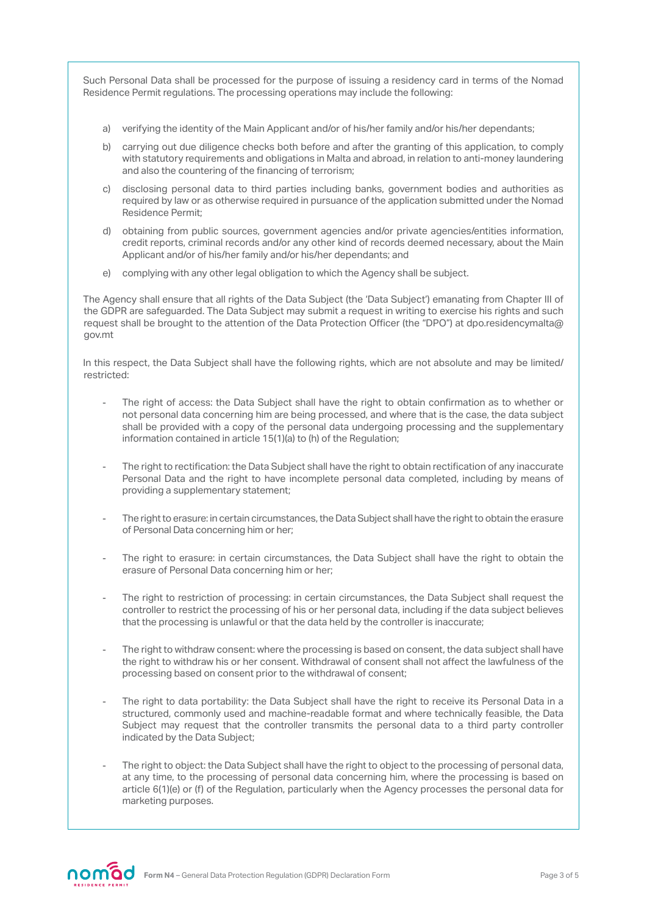Such Personal Data shall be processed for the purpose of issuing a residency card in terms of the Nomad Residence Permit regulations. The processing operations may include the following:

a) verifying the identity of the Main Applicant and/or of his/her family and/or his/her dependants;

b) carrying out due diligence checks both before and after the granting of this application, to comply with statutory requirements and obligations in Malta and abroad, in relation to anti-money laundering and also the countering of the financing of terrorism;

c) disclosing personal data to third parties including banks, government bodies and authorities as required by law or as otherwise required in pursuance of the application submitted under the Nomad Residence Permit;

d) obtaining from public sources, government agencies and/or private agencies/entities information, credit reports, criminal records and/or any other kind of records deemed necessary, about the Main Applicant and/or of his/her family and/or his/her dependants; and

e) complying with any other legal obligation to which the Agency shall be subject.

The Agency shall ensure that all rights of the Data Subject (the 'Data Subject') emanating from Chapter III of the GDPR are safeguarded. The Data Subject may submit a request in writing to exercise his rights and such request shall be brought to the attention of the Data Protection Officer (the "DPO") at dpo.residencymalta@gov.mt

In this respect, the Data Subject shall have the following rights, which are not absolute and may be limited/restricted:

- The right of access: the Data Subject shall have the right to obtain confirmation as to whether or not personal data concerning him are being processed, and where that is the case, the data subject shall be provided with a copy of the personal data undergoing processing and the supplementary information contained in article 15(1)(a) to (h) of the Regulation;

- The right to rectification: the Data Subject shall have the right to obtain rectification of any inaccurate Personal Data and the right to have incomplete personal data completed, including by means of providing a supplementary statement;

- The right to erasure: in certain circumstances, the Data Subject shall have the right to obtain the erasure of Personal Data concerning him or her;

- The right to erasure: in certain circumstances, the Data Subject shall have the right to obtain the erasure of Personal Data concerning him or her;

- The right to restriction of processing: in certain circumstances, the Data Subject shall request the controller to restrict the processing of his or her personal data, including if the data subject believes that the processing is unlawful or that the data held by the controller is inaccurate;

- The right to withdraw consent: where the processing is based on consent, the data subject shall have the right to withdraw his or her consent. Withdrawal of consent shall not affect the lawfulness of the processing based on consent prior to the withdrawal of consent;

- The right to data portability: the Data Subject shall have the right to receive its Personal Data in a structured, commonly used and machine-readable format and where technically feasible, the Data Subject may request that the controller transmits the personal data to a third party controller indicated by the Data Subject;

- The right to object: the Data Subject shall have the right to object to the processing of personal data, at any time, to the processing of personal data concerning him, where the processing is based on article 6(1)(e) or (f) of the Regulation, particularly when the Agency processes the personal data for marketing purposes.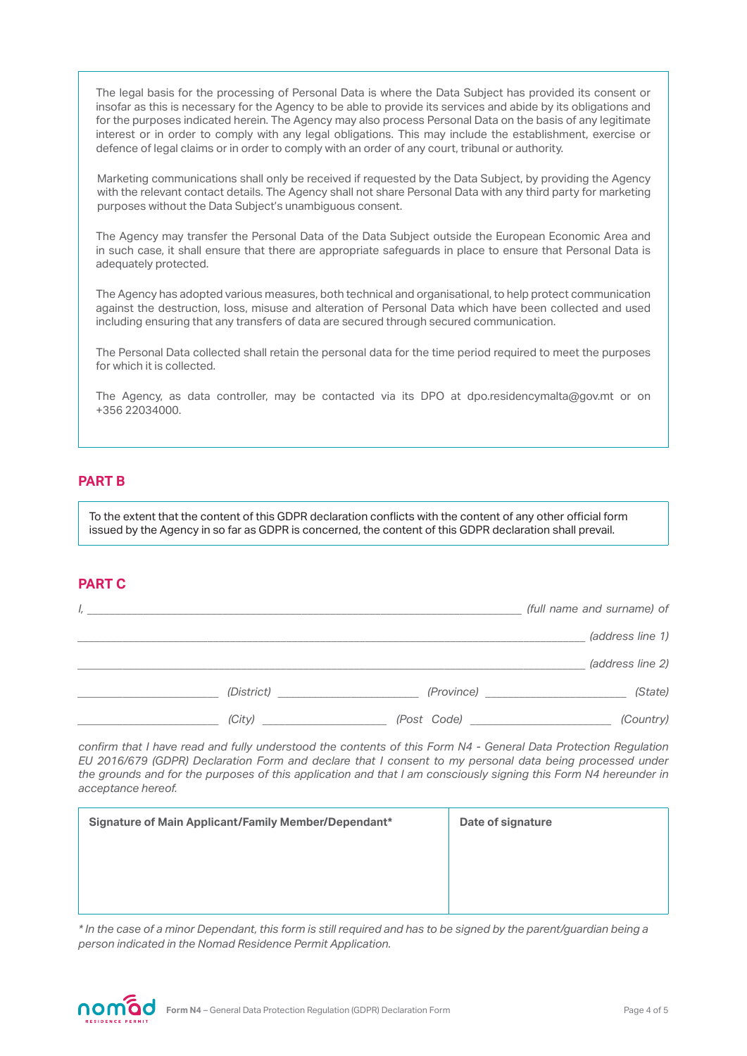The legal basis for the processing of Personal Data is where the Data Subject has provided its consent or insofar as this is necessary for the Agency to be able to provide its services and abide by its obligations and for the purposes indicated herein. The Agency may also process Personal Data on the basis of any legitimate interest or in order to comply with any legal obligations. This may include the establishment, exercise or defence of legal claims or in order to comply with an order of any court, tribunal or authority.

Marketing communications shall only be received if requested by the Data Subject, by providing the Agency with the relevant contact details. The Agency shall not share Personal Data with any third party for marketing purposes without the Data Subject's unambiguous consent.

The Agency may transfer the Personal Data of the Data Subject outside the European Economic Area and in such case, it shall ensure that there are appropriate safeguards in place to ensure that Personal Data is adequately protected.

The Agency has adopted various measures, both technical and organisational, to help protect communication against the destruction, loss, misuse and alteration of Personal Data which have been collected and used including ensuring that any transfers of data are secured through secured communication.

The Personal Data collected shall retain the personal data for the time period required to meet the purposes for which it is collected.

The Agency, as data controller, may be contacted via its DPO at dpo.residencymalta@gov.mt or on +356 22034000.

## PART B

To the extent that the content of this GDPR declaration conflicts with the content of any other official form issued by the Agency in so far as GDPR is concerned, the content of this GDPR declaration shall prevail.

## PART C

*I,* ______________________________ *(full name and surname) of*

______________________________ *(address line 1)*

______________________________ *(address line 2)*

______________ *(District)* ______________ *(Province)* ______________ *(State)*

______________ *(City)* ______________ *(Post Code)* ______________ *(Country)*

*confirm that I have read and fully understood the contents of this Form N4 - General Data Protection Regulation EU 2016/679 (GDPR) Declaration Form and declare that I consent to my personal data being processed under the grounds and for the purposes of this application and that I am consciously signing this Form N4 hereunder in acceptance hereof.*

| **Signature of Main Applicant/Family Member/Dependant*** | **Date of signature** |
|---|---|
| | |

*\* In the case of a minor Dependant, this form is still required and has to be signed by the parent/guardian being a person indicated in the Nomad Residence Permit Application.*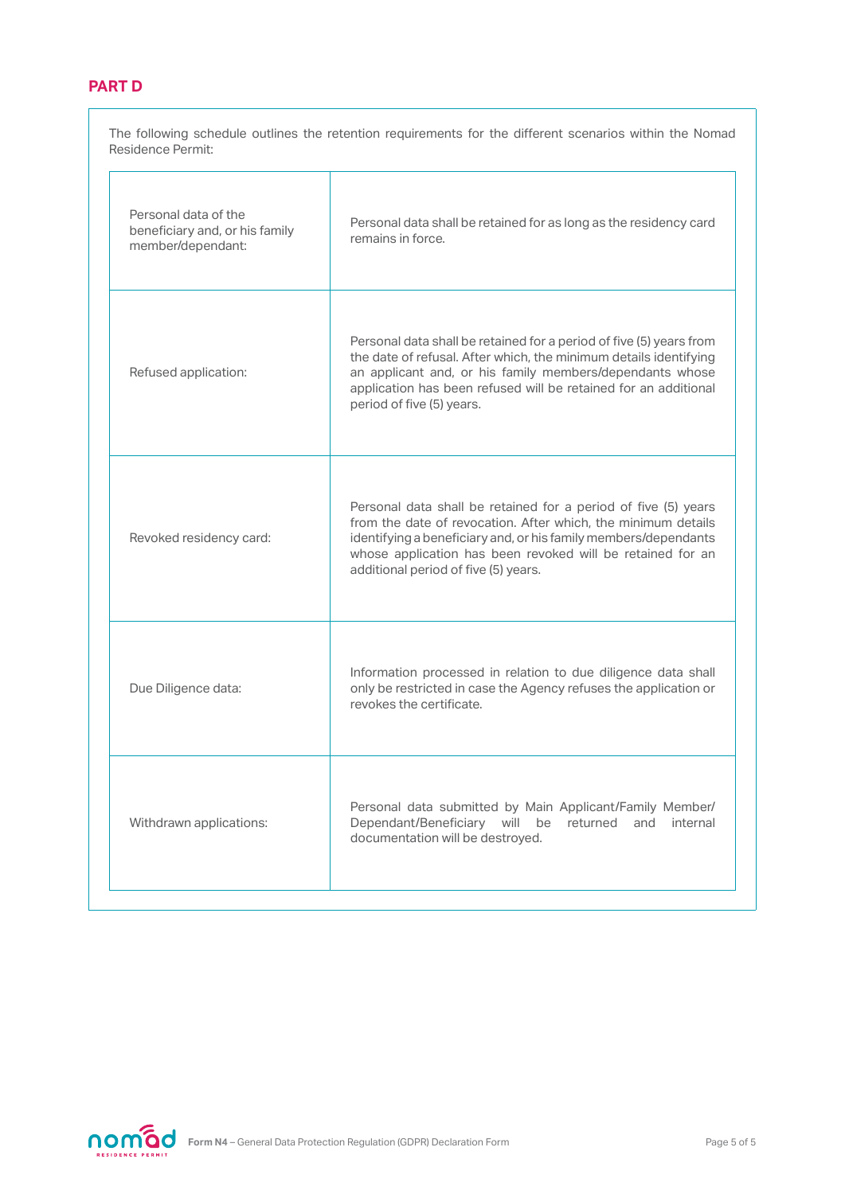## PART D

The following schedule outlines the retention requirements for the different scenarios within the Nomad Residence Permit:

| | |
|---|---|
| Personal data of the beneficiary and, or his family member/dependant: | Personal data shall be retained for as long as the residency card remains in force. |
| Refused application: | Personal data shall be retained for a period of five (5) years from the date of refusal. After which, the minimum details identifying an applicant and, or his family members/dependants whose application has been refused will be retained for an additional period of five (5) years. |
| Revoked residency card: | Personal data shall be retained for a period of five (5) years from the date of revocation. After which, the minimum details identifying a beneficiary and, or his family members/dependants whose application has been revoked will be retained for an additional period of five (5) years. |
| Due Diligence data: | Information processed in relation to due diligence data shall only be restricted in case the Agency refuses the application or revokes the certificate. |
| Withdrawn applications: | Personal data submitted by Main Applicant/Family Member/ Dependant/Beneficiary will be returned and internal documentation will be destroyed. |